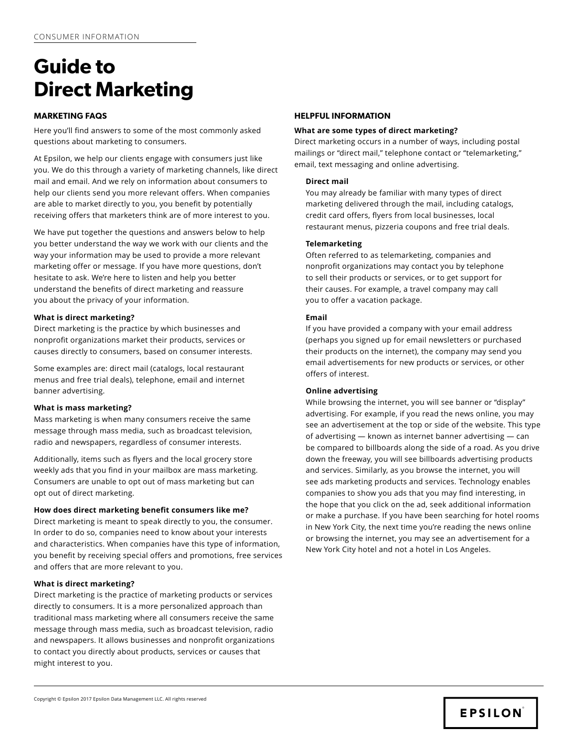CONSUMER INFORMATION

# Guide to Direct Marketing

## MARKETING FAQS

Here you'll find answers to some of the most commonly asked questions about marketing to consumers.

At Epsilon, we help our clients engage with consumers just like you. We do this through a variety of marketing channels, like direct mail and email. And we rely on information about consumers to help our clients send you more relevant offers. When companies are able to market directly to you, you benefit by potentially receiving offers that marketers think are of more interest to you.

We have put together the questions and answers below to help you better understand the way we work with our clients and the way your information may be used to provide a more relevant marketing offer or message. If you have more questions, don't hesitate to ask. We're here to listen and help you better understand the benefits of direct marketing and reassure you about the privacy of your information.

**What is direct marketing?**
Direct marketing is the practice by which businesses and nonprofit organizations market their products, services or causes directly to consumers, based on consumer interests.

Some examples are: direct mail (catalogs, local restaurant menus and free trial deals), telephone, email and internet banner advertising.

**What is mass marketing?**
Mass marketing is when many consumers receive the same message through mass media, such as broadcast television, radio and newspapers, regardless of consumer interests.

Additionally, items such as flyers and the local grocery store weekly ads that you find in your mailbox are mass marketing. Consumers are unable to opt out of mass marketing but can opt out of direct marketing.

**How does direct marketing benefit consumers like me?**
Direct marketing is meant to speak directly to you, the consumer. In order to do so, companies need to know about your interests and characteristics. When companies have this type of information, you benefit by receiving special offers and promotions, free services and offers that are more relevant to you.

**What is direct marketing?**
Direct marketing is the practice of marketing products or services directly to consumers. It is a more personalized approach than traditional mass marketing where all consumers receive the same message through mass media, such as broadcast television, radio and newspapers. It allows businesses and nonprofit organizations to contact you directly about products, services or causes that might interest to you.

## HELPFUL INFORMATION

**What are some types of direct marketing?**
Direct marketing occurs in a number of ways, including postal mailings or "direct mail," telephone contact or "telemarketing," email, text messaging and online advertising.

**Direct mail**
You may already be familiar with many types of direct marketing delivered through the mail, including catalogs, credit card offers, flyers from local businesses, local restaurant menus, pizzeria coupons and free trial deals.

**Telemarketing**
Often referred to as telemarketing, companies and nonprofit organizations may contact you by telephone to sell their products or services, or to get support for their causes. For example, a travel company may call you to offer a vacation package.

**Email**
If you have provided a company with your email address (perhaps you signed up for email newsletters or purchased their products on the internet), the company may send you email advertisements for new products or services, or other offers of interest.

**Online advertising**
While browsing the internet, you will see banner or "display" advertising. For example, if you read the news online, you may see an advertisement at the top or side of the website. This type of advertising — known as internet banner advertising — can be compared to billboards along the side of a road. As you drive down the freeway, you will see billboards advertising products and services. Similarly, as you browse the internet, you will see ads marketing products and services. Technology enables companies to show you ads that you may find interesting, in the hope that you click on the ad, seek additional information or make a purchase. If you have been searching for hotel rooms in New York City, the next time you're reading the news online or browsing the internet, you may see an advertisement for a New York City hotel and not a hotel in Los Angeles.

Copyright © Epsilon 2017 Epsilon Data Management LLC. All rights reserved

EPSILON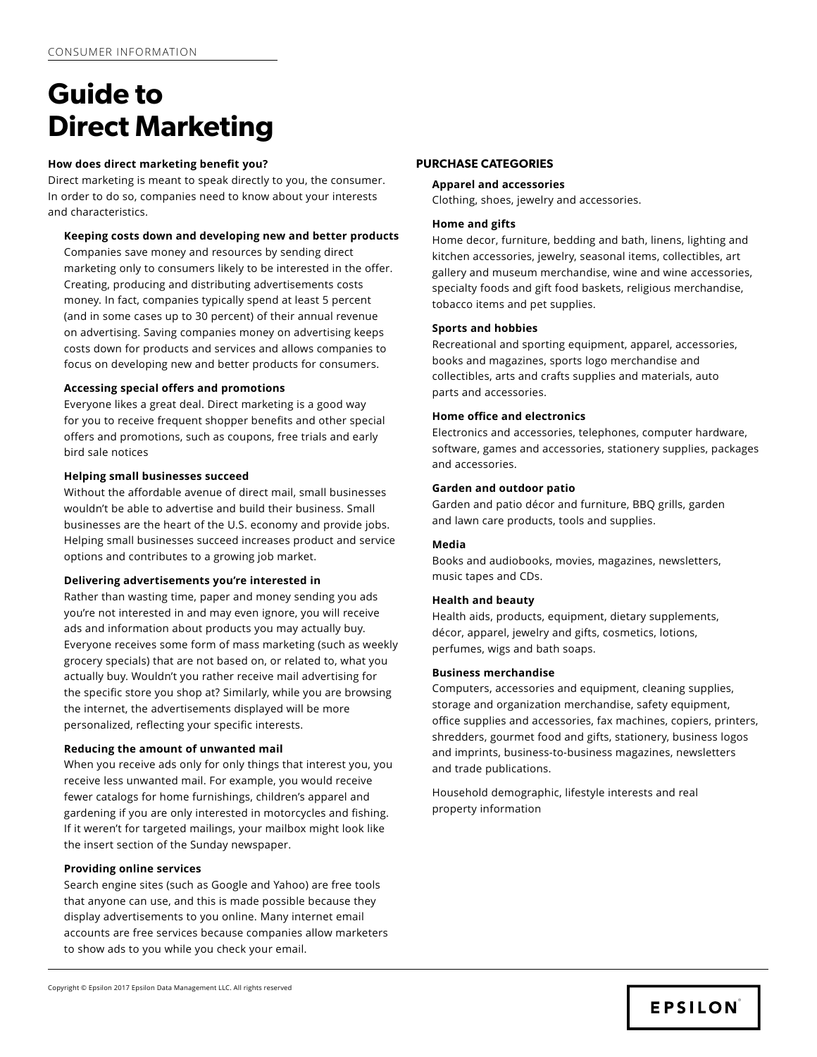CONSUMER INFORMATION

# Guide to Direct Marketing

**How does direct marketing benefit you?**

Direct marketing is meant to speak directly to you, the consumer. In order to do so, companies need to know about your interests and characteristics.

**Keeping costs down and developing new and better products**

Companies save money and resources by sending direct marketing only to consumers likely to be interested in the offer. Creating, producing and distributing advertisements costs money. In fact, companies typically spend at least 5 percent (and in some cases up to 30 percent) of their annual revenue on advertising. Saving companies money on advertising keeps costs down for products and services and allows companies to focus on developing new and better products for consumers.

**Accessing special offers and promotions**

Everyone likes a great deal. Direct marketing is a good way for you to receive frequent shopper benefits and other special offers and promotions, such as coupons, free trials and early bird sale notices

**Helping small businesses succeed**

Without the affordable avenue of direct mail, small businesses wouldn't be able to advertise and build their business. Small businesses are the heart of the U.S. economy and provide jobs. Helping small businesses succeed increases product and service options and contributes to a growing job market.

**Delivering advertisements you're interested in**

Rather than wasting time, paper and money sending you ads you're not interested in and may even ignore, you will receive ads and information about products you may actually buy. Everyone receives some form of mass marketing (such as weekly grocery specials) that are not based on, or related to, what you actually buy. Wouldn't you rather receive mail advertising for the specific store you shop at? Similarly, while you are browsing the internet, the advertisements displayed will be more personalized, reflecting your specific interests.

**Reducing the amount of unwanted mail**

When you receive ads only for only things that interest you, you receive less unwanted mail. For example, you would receive fewer catalogs for home furnishings, children's apparel and gardening if you are only interested in motorcycles and fishing. If it weren't for targeted mailings, your mailbox might look like the insert section of the Sunday newspaper.

**Providing online services**

Search engine sites (such as Google and Yahoo) are free tools that anyone can use, and this is made possible because they display advertisements to you online. Many internet email accounts are free services because companies allow marketers to show ads to you while you check your email.

**PURCHASE CATEGORIES**

**Apparel and accessories**

Clothing, shoes, jewelry and accessories.

**Home and gifts**

Home decor, furniture, bedding and bath, linens, lighting and kitchen accessories, jewelry, seasonal items, collectibles, art gallery and museum merchandise, wine and wine accessories, specialty foods and gift food baskets, religious merchandise, tobacco items and pet supplies.

**Sports and hobbies**

Recreational and sporting equipment, apparel, accessories, books and magazines, sports logo merchandise and collectibles, arts and crafts supplies and materials, auto parts and accessories.

**Home office and electronics**

Electronics and accessories, telephones, computer hardware, software, games and accessories, stationery supplies, packages and accessories.

**Garden and outdoor patio**

Garden and patio décor and furniture, BBQ grills, garden and lawn care products, tools and supplies.

**Media**

Books and audiobooks, movies, magazines, newsletters, music tapes and CDs.

**Health and beauty**

Health aids, products, equipment, dietary supplements, décor, apparel, jewelry and gifts, cosmetics, lotions, perfumes, wigs and bath soaps.

**Business merchandise**

Computers, accessories and equipment, cleaning supplies, storage and organization merchandise, safety equipment, office supplies and accessories, fax machines, copiers, printers, shredders, gourmet food and gifts, stationery, business logos and imprints, business-to-business magazines, newsletters and trade publications.

Household demographic, lifestyle interests and real property information

Copyright © Epsilon 2017 Epsilon Data Management LLC. All rights reserved

EPSILON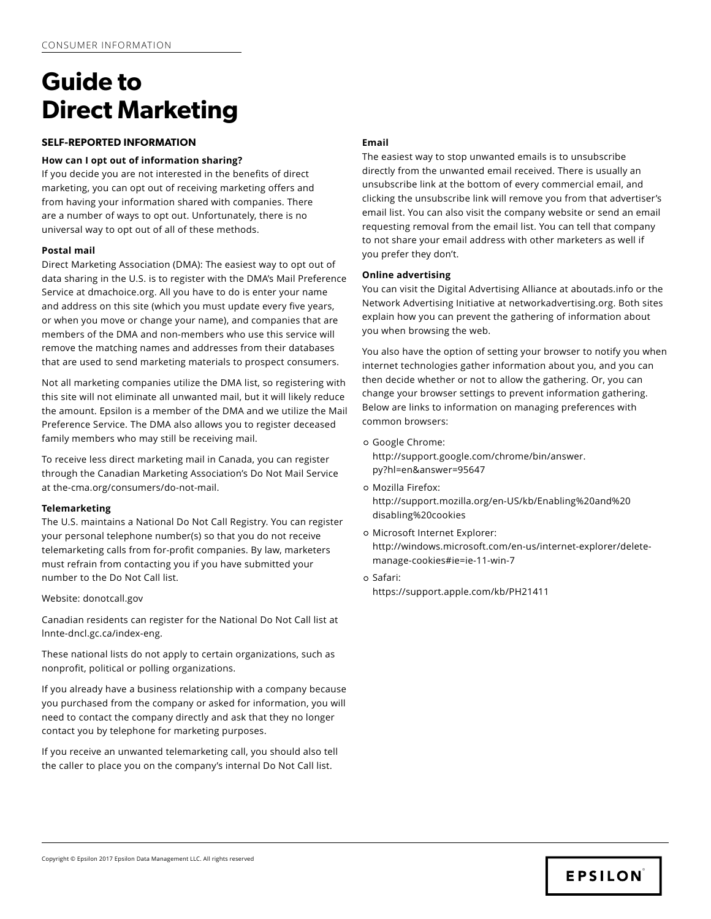CONSUMER INFORMATION

# Guide to Direct Marketing

## SELF-REPORTED INFORMATION

### How can I opt out of information sharing?

If you decide you are not interested in the benefits of direct marketing, you can opt out of receiving marketing offers and from having your information shared with companies. There are a number of ways to opt out. Unfortunately, there is no universal way to opt out of all of these methods.

### Postal mail

Direct Marketing Association (DMA): The easiest way to opt out of data sharing in the U.S. is to register with the DMA's Mail Preference Service at dmachoice.org. All you have to do is enter your name and address on this site (which you must update every five years, or when you move or change your name), and companies that are members of the DMA and non-members who use this service will remove the matching names and addresses from their databases that are used to send marketing materials to prospect consumers.

Not all marketing companies utilize the DMA list, so registering with this site will not eliminate all unwanted mail, but it will likely reduce the amount. Epsilon is a member of the DMA and we utilize the Mail Preference Service. The DMA also allows you to register deceased family members who may still be receiving mail.

To receive less direct marketing mail in Canada, you can register through the Canadian Marketing Association's Do Not Mail Service at the-cma.org/consumers/do-not-mail.

### Telemarketing

The U.S. maintains a National Do Not Call Registry. You can register your personal telephone number(s) so that you do not receive telemarketing calls from for-profit companies. By law, marketers must refrain from contacting you if you have submitted your number to the Do Not Call list.

Website: donotcall.gov

Canadian residents can register for the National Do Not Call list at lnnte-dncl.gc.ca/index-eng.

These national lists do not apply to certain organizations, such as nonprofit, political or polling organizations.

If you already have a business relationship with a company because you purchased from the company or asked for information, you will need to contact the company directly and ask that they no longer contact you by telephone for marketing purposes.

If you receive an unwanted telemarketing call, you should also tell the caller to place you on the company's internal Do Not Call list.

### Email

The easiest way to stop unwanted emails is to unsubscribe directly from the unwanted email received. There is usually an unsubscribe link at the bottom of every commercial email, and clicking the unsubscribe link will remove you from that advertiser's email list. You can also visit the company website or send an email requesting removal from the email list. You can tell that company to not share your email address with other marketers as well if you prefer they don't.

### Online advertising

You can visit the Digital Advertising Alliance at aboutads.info or the Network Advertising Initiative at networkadvertising.org. Both sites explain how you can prevent the gathering of information about you when browsing the web.

You also have the option of setting your browser to notify you when internet technologies gather information about you, and you can then decide whether or not to allow the gathering. Or, you can change your browser settings to prevent information gathering. Below are links to information on managing preferences with common browsers:

- Google Chrome: http://support.google.com/chrome/bin/answer.py?hl=en&answer=95647
- Mozilla Firefox: http://support.mozilla.org/en-US/kb/Enabling%20and%20disabling%20cookies
- Microsoft Internet Explorer: http://windows.microsoft.com/en-us/internet-explorer/delete-manage-cookies#ie=ie-11-win-7
- Safari: https://support.apple.com/kb/PH21411

Copyright © Epsilon 2017 Epsilon Data Management LLC. All rights reserved

EPSILON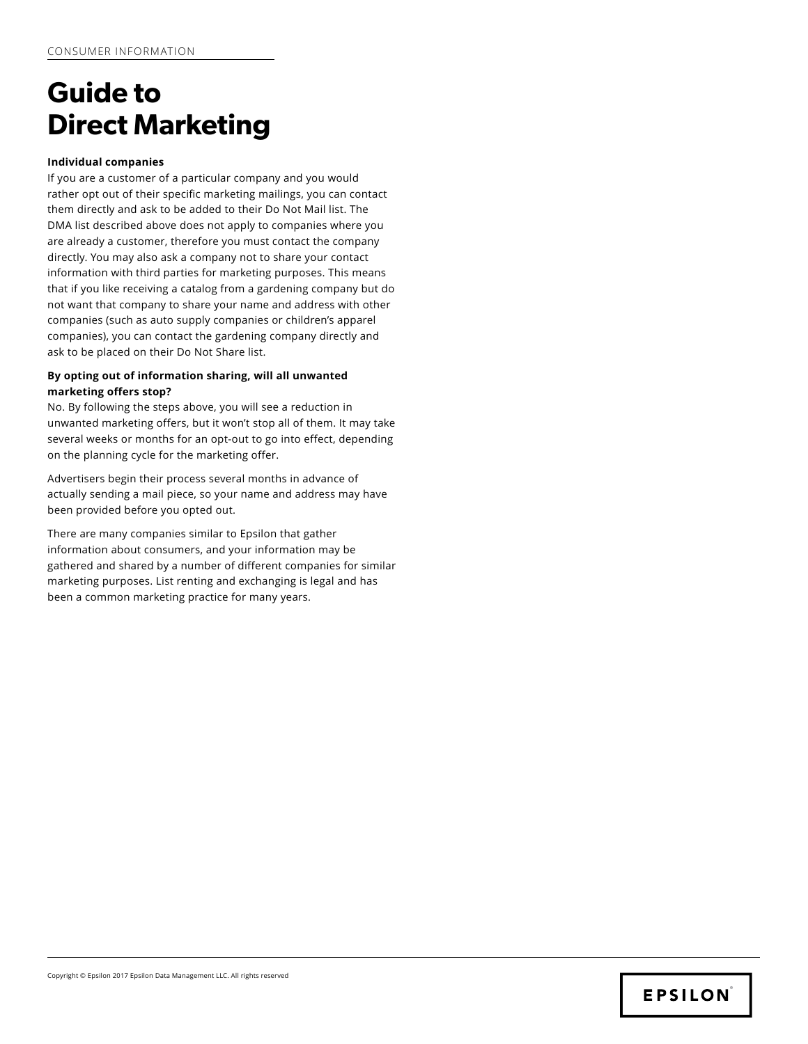CONSUMER INFORMATION

# Guide to Direct Marketing

**Individual companies**

If you are a customer of a particular company and you would rather opt out of their specific marketing mailings, you can contact them directly and ask to be added to their Do Not Mail list. The DMA list described above does not apply to companies where you are already a customer, therefore you must contact the company directly. You may also ask a company not to share your contact information with third parties for marketing purposes. This means that if you like receiving a catalog from a gardening company but do not want that company to share your name and address with other companies (such as auto supply companies or children's apparel companies), you can contact the gardening company directly and ask to be placed on their Do Not Share list.

**By opting out of information sharing, will all unwanted marketing offers stop?**

No. By following the steps above, you will see a reduction in unwanted marketing offers, but it won't stop all of them. It may take several weeks or months for an opt-out to go into effect, depending on the planning cycle for the marketing offer.

Advertisers begin their process several months in advance of actually sending a mail piece, so your name and address may have been provided before you opted out.

There are many companies similar to Epsilon that gather information about consumers, and your information may be gathered and shared by a number of different companies for similar marketing purposes. List renting and exchanging is legal and has been a common marketing practice for many years.

Copyright © Epsilon 2017 Epsilon Data Management LLC. All rights reserved

EPSILON